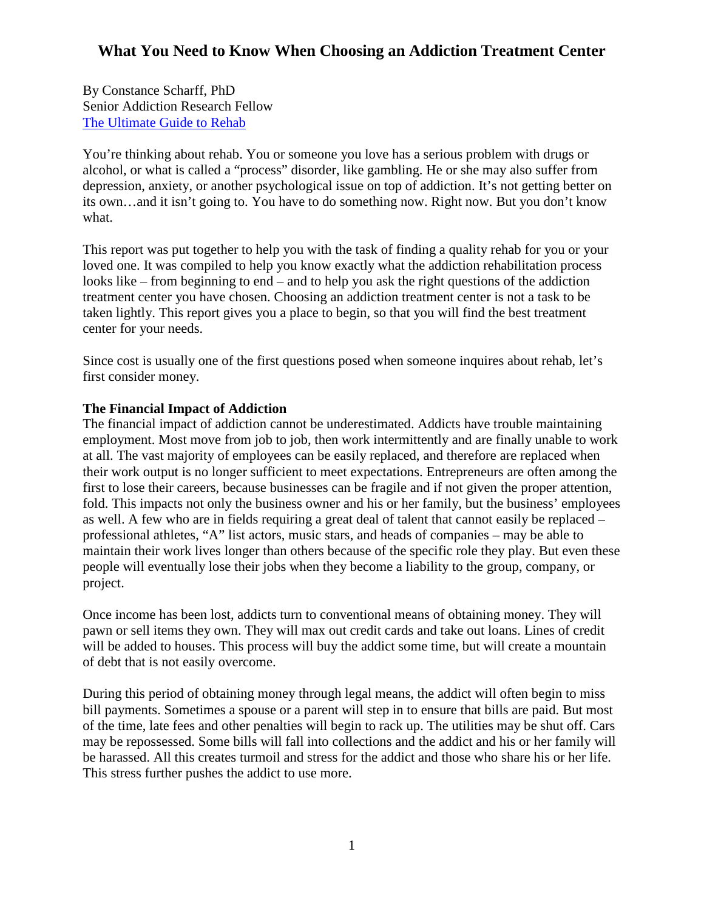# What You Need to Know When Choosing an Addiction Treatment Center

By Constance Scharff, PhD
Senior Addiction Research Fellow
[The Ultimate Guide to Rehab]

You're thinking about rehab. You or someone you love has a serious problem with drugs or alcohol, or what is called a "process" disorder, like gambling. He or she may also suffer from depression, anxiety, or another psychological issue on top of addiction. It's not getting better on its own…and it isn't going to. You have to do something now. Right now. But you don't know what.

This report was put together to help you with the task of finding a quality rehab for you or your loved one. It was compiled to help you know exactly what the addiction rehabilitation process looks like – from beginning to end – and to help you ask the right questions of the addiction treatment center you have chosen. Choosing an addiction treatment center is not a task to be taken lightly. This report gives you a place to begin, so that you will find the best treatment center for your needs.

Since cost is usually one of the first questions posed when someone inquires about rehab, let's first consider money.

**The Financial Impact of Addiction**

The financial impact of addiction cannot be underestimated. Addicts have trouble maintaining employment. Most move from job to job, then work intermittently and are finally unable to work at all. The vast majority of employees can be easily replaced, and therefore are replaced when their work output is no longer sufficient to meet expectations. Entrepreneurs are often among the first to lose their careers, because businesses can be fragile and if not given the proper attention, fold. This impacts not only the business owner and his or her family, but the business' employees as well. A few who are in fields requiring a great deal of talent that cannot easily be replaced – professional athletes, "A" list actors, music stars, and heads of companies – may be able to maintain their work lives longer than others because of the specific role they play. But even these people will eventually lose their jobs when they become a liability to the group, company, or project.

Once income has been lost, addicts turn to conventional means of obtaining money. They will pawn or sell items they own. They will max out credit cards and take out loans. Lines of credit will be added to houses. This process will buy the addict some time, but will create a mountain of debt that is not easily overcome.

During this period of obtaining money through legal means, the addict will often begin to miss bill payments. Sometimes a spouse or a parent will step in to ensure that bills are paid. But most of the time, late fees and other penalties will begin to rack up. The utilities may be shut off. Cars may be repossessed. Some bills will fall into collections and the addict and his or her family will be harassed. All this creates turmoil and stress for the addict and those who share his or her life. This stress further pushes the addict to use more.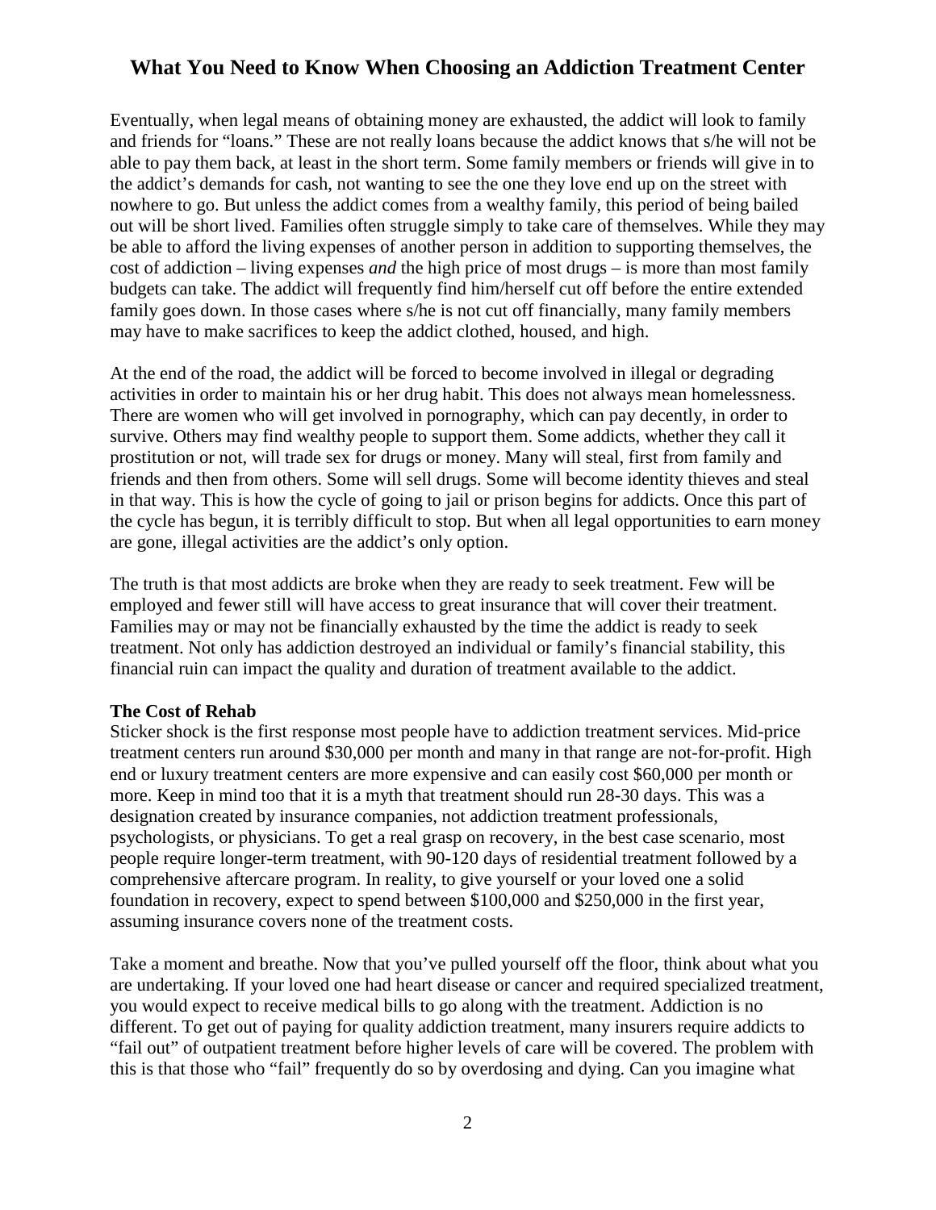Eventually, when legal means of obtaining money are exhausted, the addict will look to family and friends for "loans." These are not really loans because the addict knows that s/he will not be able to pay them back, at least in the short term. Some family members or friends will give in to the addict's demands for cash, not wanting to see the one they love end up on the street with nowhere to go. But unless the addict comes from a wealthy family, this period of being bailed out will be short lived. Families often struggle simply to take care of themselves. While they may be able to afford the living expenses of another person in addition to supporting themselves, the cost of addiction – living expenses *and* the high price of most drugs – is more than most family budgets can take. The addict will frequently find him/herself cut off before the entire extended family goes down. In those cases where s/he is not cut off financially, many family members may have to make sacrifices to keep the addict clothed, housed, and high.

At the end of the road, the addict will be forced to become involved in illegal or degrading activities in order to maintain his or her drug habit. This does not always mean homelessness. There are women who will get involved in pornography, which can pay decently, in order to survive. Others may find wealthy people to support them. Some addicts, whether they call it prostitution or not, will trade sex for drugs or money. Many will steal, first from family and friends and then from others. Some will sell drugs. Some will become identity thieves and steal in that way. This is how the cycle of going to jail or prison begins for addicts. Once this part of the cycle has begun, it is terribly difficult to stop. But when all legal opportunities to earn money are gone, illegal activities are the addict's only option.

The truth is that most addicts are broke when they are ready to seek treatment. Few will be employed and fewer still will have access to great insurance that will cover their treatment. Families may or may not be financially exhausted by the time the addict is ready to seek treatment. Not only has addiction destroyed an individual or family's financial stability, this financial ruin can impact the quality and duration of treatment available to the addict.

**The Cost of Rehab**

Sticker shock is the first response most people have to addiction treatment services. Mid-price treatment centers run around $30,000 per month and many in that range are not-for-profit. High end or luxury treatment centers are more expensive and can easily cost $60,000 per month or more. Keep in mind too that it is a myth that treatment should run 28-30 days. This was a designation created by insurance companies, not addiction treatment professionals, psychologists, or physicians. To get a real grasp on recovery, in the best case scenario, most people require longer-term treatment, with 90-120 days of residential treatment followed by a comprehensive aftercare program. In reality, to give yourself or your loved one a solid foundation in recovery, expect to spend between $100,000 and $250,000 in the first year, assuming insurance covers none of the treatment costs.

Take a moment and breathe. Now that you've pulled yourself off the floor, think about what you are undertaking. If your loved one had heart disease or cancer and required specialized treatment, you would expect to receive medical bills to go along with the treatment. Addiction is no different. To get out of paying for quality addiction treatment, many insurers require addicts to "fail out" of outpatient treatment before higher levels of care will be covered. The problem with this is that those who "fail" frequently do so by overdosing and dying. Can you imagine what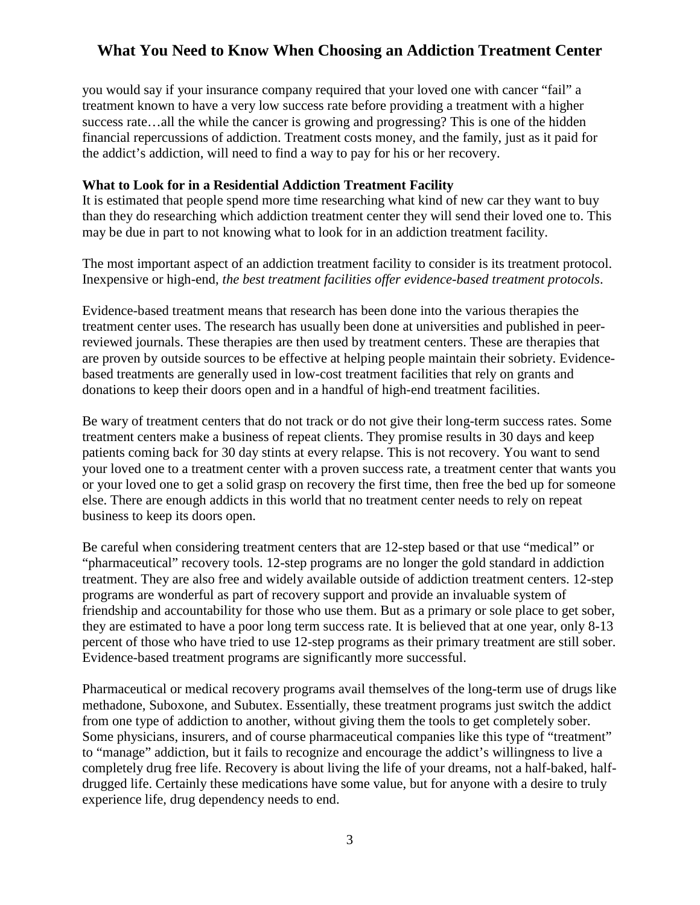you would say if your insurance company required that your loved one with cancer "fail" a treatment known to have a very low success rate before providing a treatment with a higher success rate…all the while the cancer is growing and progressing? This is one of the hidden financial repercussions of addiction. Treatment costs money, and the family, just as it paid for the addict's addiction, will need to find a way to pay for his or her recovery.

**What to Look for in a Residential Addiction Treatment Facility**

It is estimated that people spend more time researching what kind of new car they want to buy than they do researching which addiction treatment center they will send their loved one to. This may be due in part to not knowing what to look for in an addiction treatment facility.

The most important aspect of an addiction treatment facility to consider is its treatment protocol. Inexpensive or high-end, *the best treatment facilities offer evidence-based treatment protocols*.

Evidence-based treatment means that research has been done into the various therapies the treatment center uses. The research has usually been done at universities and published in peer-reviewed journals. These therapies are then used by treatment centers. These are therapies that are proven by outside sources to be effective at helping people maintain their sobriety. Evidence-based treatments are generally used in low-cost treatment facilities that rely on grants and donations to keep their doors open and in a handful of high-end treatment facilities.

Be wary of treatment centers that do not track or do not give their long-term success rates. Some treatment centers make a business of repeat clients. They promise results in 30 days and keep patients coming back for 30 day stints at every relapse. This is not recovery. You want to send your loved one to a treatment center with a proven success rate, a treatment center that wants you or your loved one to get a solid grasp on recovery the first time, then free the bed up for someone else. There are enough addicts in this world that no treatment center needs to rely on repeat business to keep its doors open.

Be careful when considering treatment centers that are 12-step based or that use "medical" or "pharmaceutical" recovery tools. 12-step programs are no longer the gold standard in addiction treatment. They are also free and widely available outside of addiction treatment centers. 12-step programs are wonderful as part of recovery support and provide an invaluable system of friendship and accountability for those who use them. But as a primary or sole place to get sober, they are estimated to have a poor long term success rate. It is believed that at one year, only 8-13 percent of those who have tried to use 12-step programs as their primary treatment are still sober. Evidence-based treatment programs are significantly more successful.

Pharmaceutical or medical recovery programs avail themselves of the long-term use of drugs like methadone, Suboxone, and Subutex. Essentially, these treatment programs just switch the addict from one type of addiction to another, without giving them the tools to get completely sober. Some physicians, insurers, and of course pharmaceutical companies like this type of "treatment" to "manage" addiction, but it fails to recognize and encourage the addict's willingness to live a completely drug free life. Recovery is about living the life of your dreams, not a half-baked, half-drugged life. Certainly these medications have some value, but for anyone with a desire to truly experience life, drug dependency needs to end.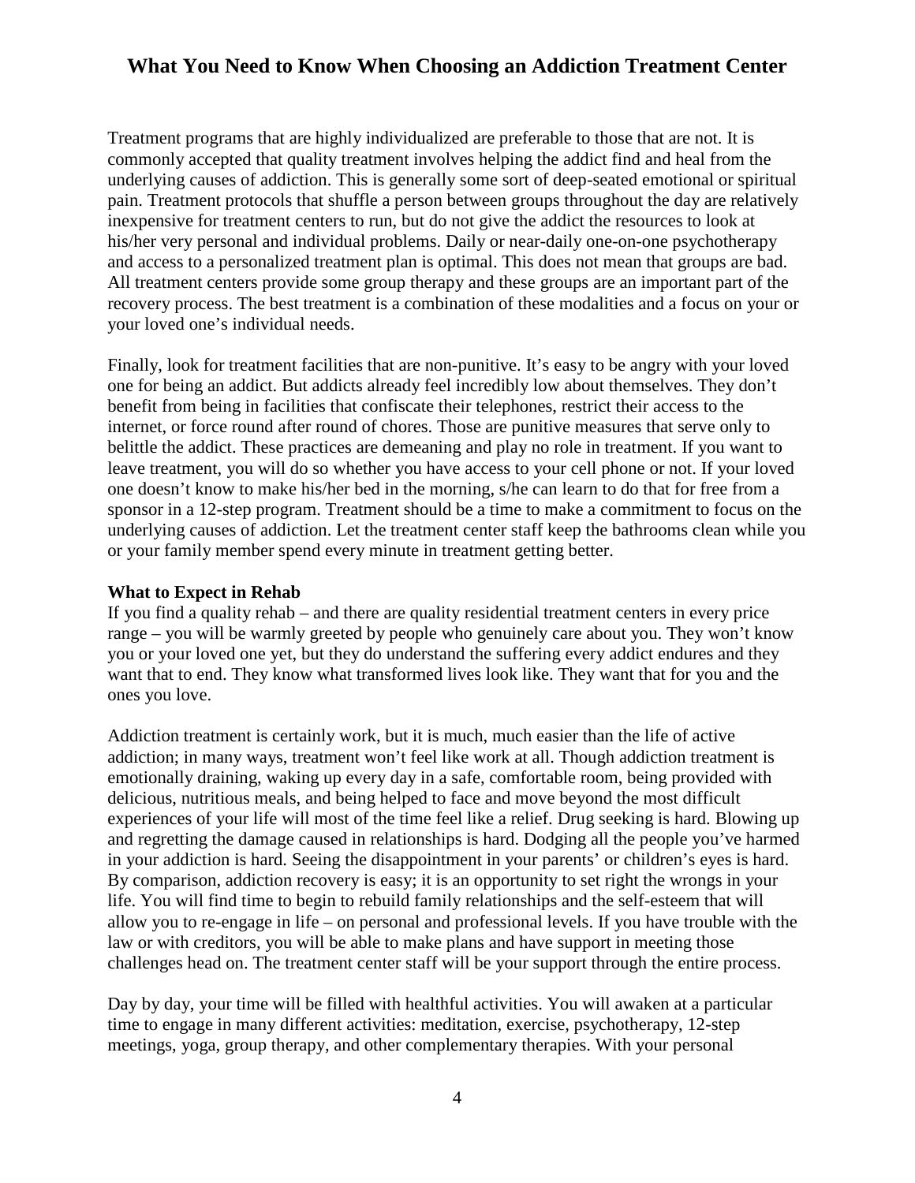Treatment programs that are highly individualized are preferable to those that are not. It is commonly accepted that quality treatment involves helping the addict find and heal from the underlying causes of addiction. This is generally some sort of deep-seated emotional or spiritual pain. Treatment protocols that shuffle a person between groups throughout the day are relatively inexpensive for treatment centers to run, but do not give the addict the resources to look at his/her very personal and individual problems. Daily or near-daily one-on-one psychotherapy and access to a personalized treatment plan is optimal. This does not mean that groups are bad. All treatment centers provide some group therapy and these groups are an important part of the recovery process. The best treatment is a combination of these modalities and a focus on your or your loved one's individual needs.

Finally, look for treatment facilities that are non-punitive. It's easy to be angry with your loved one for being an addict. But addicts already feel incredibly low about themselves. They don't benefit from being in facilities that confiscate their telephones, restrict their access to the internet, or force round after round of chores. Those are punitive measures that serve only to belittle the addict. These practices are demeaning and play no role in treatment. If you want to leave treatment, you will do so whether you have access to your cell phone or not. If your loved one doesn't know to make his/her bed in the morning, s/he can learn to do that for free from a sponsor in a 12-step program. Treatment should be a time to make a commitment to focus on the underlying causes of addiction. Let the treatment center staff keep the bathrooms clean while you or your family member spend every minute in treatment getting better.

**What to Expect in Rehab**

If you find a quality rehab – and there are quality residential treatment centers in every price range – you will be warmly greeted by people who genuinely care about you. They won't know you or your loved one yet, but they do understand the suffering every addict endures and they want that to end. They know what transformed lives look like. They want that for you and the ones you love.

Addiction treatment is certainly work, but it is much, much easier than the life of active addiction; in many ways, treatment won't feel like work at all. Though addiction treatment is emotionally draining, waking up every day in a safe, comfortable room, being provided with delicious, nutritious meals, and being helped to face and move beyond the most difficult experiences of your life will most of the time feel like a relief. Drug seeking is hard. Blowing up and regretting the damage caused in relationships is hard. Dodging all the people you've harmed in your addiction is hard. Seeing the disappointment in your parents' or children's eyes is hard. By comparison, addiction recovery is easy; it is an opportunity to set right the wrongs in your life. You will find time to begin to rebuild family relationships and the self-esteem that will allow you to re-engage in life – on personal and professional levels. If you have trouble with the law or with creditors, you will be able to make plans and have support in meeting those challenges head on. The treatment center staff will be your support through the entire process.

Day by day, your time will be filled with healthful activities. You will awaken at a particular time to engage in many different activities: meditation, exercise, psychotherapy, 12-step meetings, yoga, group therapy, and other complementary therapies. With your personal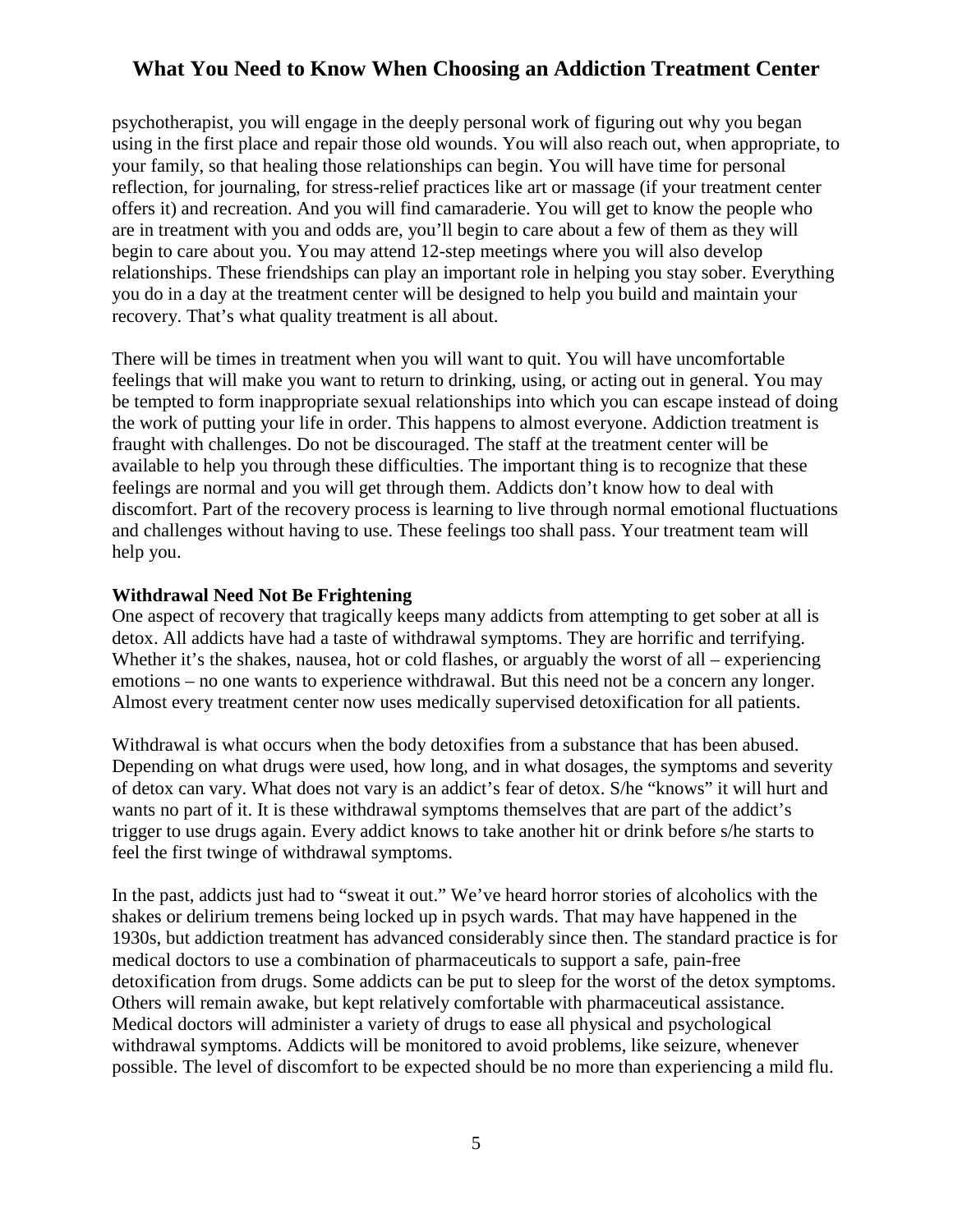psychotherapist, you will engage in the deeply personal work of figuring out why you began using in the first place and repair those old wounds. You will also reach out, when appropriate, to your family, so that healing those relationships can begin. You will have time for personal reflection, for journaling, for stress-relief practices like art or massage (if your treatment center offers it) and recreation. And you will find camaraderie. You will get to know the people who are in treatment with you and odds are, you'll begin to care about a few of them as they will begin to care about you. You may attend 12-step meetings where you will also develop relationships. These friendships can play an important role in helping you stay sober. Everything you do in a day at the treatment center will be designed to help you build and maintain your recovery. That's what quality treatment is all about.

There will be times in treatment when you will want to quit. You will have uncomfortable feelings that will make you want to return to drinking, using, or acting out in general. You may be tempted to form inappropriate sexual relationships into which you can escape instead of doing the work of putting your life in order. This happens to almost everyone. Addiction treatment is fraught with challenges. Do not be discouraged. The staff at the treatment center will be available to help you through these difficulties. The important thing is to recognize that these feelings are normal and you will get through them. Addicts don't know how to deal with discomfort. Part of the recovery process is learning to live through normal emotional fluctuations and challenges without having to use. These feelings too shall pass. Your treatment team will help you.

**Withdrawal Need Not Be Frightening**

One aspect of recovery that tragically keeps many addicts from attempting to get sober at all is detox. All addicts have had a taste of withdrawal symptoms. They are horrific and terrifying. Whether it's the shakes, nausea, hot or cold flashes, or arguably the worst of all – experiencing emotions – no one wants to experience withdrawal. But this need not be a concern any longer. Almost every treatment center now uses medically supervised detoxification for all patients.

Withdrawal is what occurs when the body detoxifies from a substance that has been abused. Depending on what drugs were used, how long, and in what dosages, the symptoms and severity of detox can vary. What does not vary is an addict's fear of detox. S/he "knows" it will hurt and wants no part of it. It is these withdrawal symptoms themselves that are part of the addict's trigger to use drugs again. Every addict knows to take another hit or drink before s/he starts to feel the first twinge of withdrawal symptoms.

In the past, addicts just had to "sweat it out." We've heard horror stories of alcoholics with the shakes or delirium tremens being locked up in psych wards. That may have happened in the 1930s, but addiction treatment has advanced considerably since then. The standard practice is for medical doctors to use a combination of pharmaceuticals to support a safe, pain-free detoxification from drugs. Some addicts can be put to sleep for the worst of the detox symptoms. Others will remain awake, but kept relatively comfortable with pharmaceutical assistance. Medical doctors will administer a variety of drugs to ease all physical and psychological withdrawal symptoms. Addicts will be monitored to avoid problems, like seizure, whenever possible. The level of discomfort to be expected should be no more than experiencing a mild flu.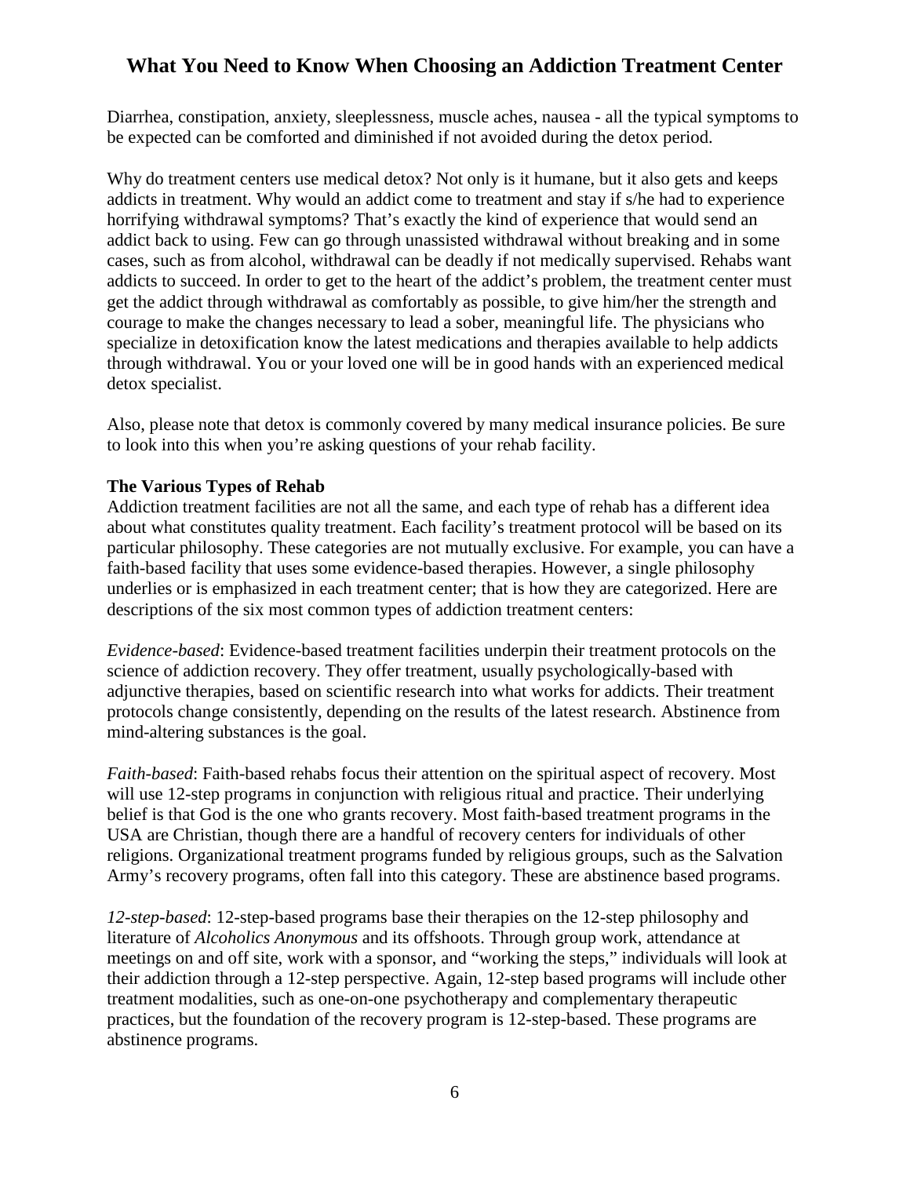Diarrhea, constipation, anxiety, sleeplessness, muscle aches, nausea - all the typical symptoms to be expected can be comforted and diminished if not avoided during the detox period.

Why do treatment centers use medical detox? Not only is it humane, but it also gets and keeps addicts in treatment. Why would an addict come to treatment and stay if s/he had to experience horrifying withdrawal symptoms? That's exactly the kind of experience that would send an addict back to using. Few can go through unassisted withdrawal without breaking and in some cases, such as from alcohol, withdrawal can be deadly if not medically supervised. Rehabs want addicts to succeed. In order to get to the heart of the addict's problem, the treatment center must get the addict through withdrawal as comfortably as possible, to give him/her the strength and courage to make the changes necessary to lead a sober, meaningful life. The physicians who specialize in detoxification know the latest medications and therapies available to help addicts through withdrawal. You or your loved one will be in good hands with an experienced medical detox specialist.

Also, please note that detox is commonly covered by many medical insurance policies. Be sure to look into this when you're asking questions of your rehab facility.

**The Various Types of Rehab**

Addiction treatment facilities are not all the same, and each type of rehab has a different idea about what constitutes quality treatment. Each facility's treatment protocol will be based on its particular philosophy. These categories are not mutually exclusive. For example, you can have a faith-based facility that uses some evidence-based therapies. However, a single philosophy underlies or is emphasized in each treatment center; that is how they are categorized. Here are descriptions of the six most common types of addiction treatment centers:

*Evidence-based*: Evidence-based treatment facilities underpin their treatment protocols on the science of addiction recovery. They offer treatment, usually psychologically-based with adjunctive therapies, based on scientific research into what works for addicts. Their treatment protocols change consistently, depending on the results of the latest research. Abstinence from mind-altering substances is the goal.

*Faith-based*: Faith-based rehabs focus their attention on the spiritual aspect of recovery. Most will use 12-step programs in conjunction with religious ritual and practice. Their underlying belief is that God is the one who grants recovery. Most faith-based treatment programs in the USA are Christian, though there are a handful of recovery centers for individuals of other religions. Organizational treatment programs funded by religious groups, such as the Salvation Army's recovery programs, often fall into this category. These are abstinence based programs.

*12-step-based*: 12-step-based programs base their therapies on the 12-step philosophy and literature of *Alcoholics Anonymous* and its offshoots. Through group work, attendance at meetings on and off site, work with a sponsor, and "working the steps," individuals will look at their addiction through a 12-step perspective. Again, 12-step based programs will include other treatment modalities, such as one-on-one psychotherapy and complementary therapeutic practices, but the foundation of the recovery program is 12-step-based. These programs are abstinence programs.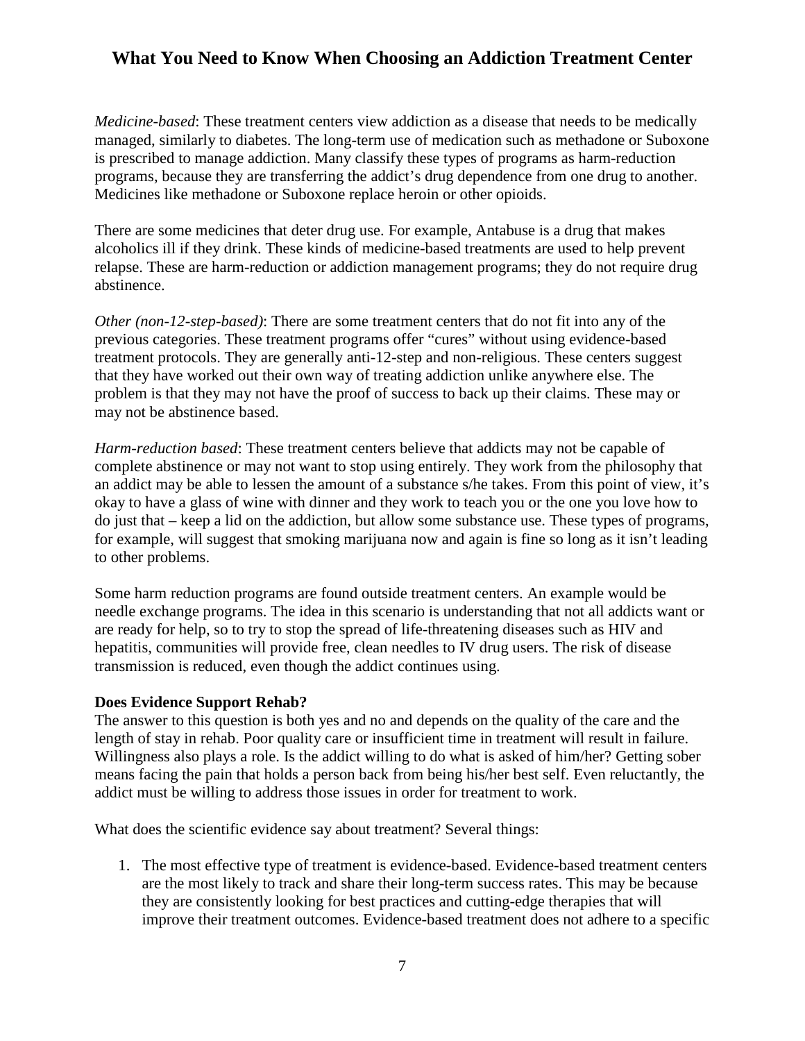*Medicine-based*: These treatment centers view addiction as a disease that needs to be medically managed, similarly to diabetes. The long-term use of medication such as methadone or Suboxone is prescribed to manage addiction. Many classify these types of programs as harm-reduction programs, because they are transferring the addict's drug dependence from one drug to another. Medicines like methadone or Suboxone replace heroin or other opioids.

There are some medicines that deter drug use. For example, Antabuse is a drug that makes alcoholics ill if they drink. These kinds of medicine-based treatments are used to help prevent relapse. These are harm-reduction or addiction management programs; they do not require drug abstinence.

*Other (non-12-step-based)*: There are some treatment centers that do not fit into any of the previous categories. These treatment programs offer "cures" without using evidence-based treatment protocols. They are generally anti-12-step and non-religious. These centers suggest that they have worked out their own way of treating addiction unlike anywhere else. The problem is that they may not have the proof of success to back up their claims. These may or may not be abstinence based.

*Harm-reduction based*: These treatment centers believe that addicts may not be capable of complete abstinence or may not want to stop using entirely. They work from the philosophy that an addict may be able to lessen the amount of a substance s/he takes. From this point of view, it's okay to have a glass of wine with dinner and they work to teach you or the one you love how to do just that – keep a lid on the addiction, but allow some substance use. These types of programs, for example, will suggest that smoking marijuana now and again is fine so long as it isn't leading to other problems.

Some harm reduction programs are found outside treatment centers. An example would be needle exchange programs. The idea in this scenario is understanding that not all addicts want or are ready for help, so to try to stop the spread of life-threatening diseases such as HIV and hepatitis, communities will provide free, clean needles to IV drug users. The risk of disease transmission is reduced, even though the addict continues using.

**Does Evidence Support Rehab?**

The answer to this question is both yes and no and depends on the quality of the care and the length of stay in rehab. Poor quality care or insufficient time in treatment will result in failure. Willingness also plays a role. Is the addict willing to do what is asked of him/her? Getting sober means facing the pain that holds a person back from being his/her best self. Even reluctantly, the addict must be willing to address those issues in order for treatment to work.

What does the scientific evidence say about treatment? Several things:

1. The most effective type of treatment is evidence-based. Evidence-based treatment centers are the most likely to track and share their long-term success rates. This may be because they are consistently looking for best practices and cutting-edge therapies that will improve their treatment outcomes. Evidence-based treatment does not adhere to a specific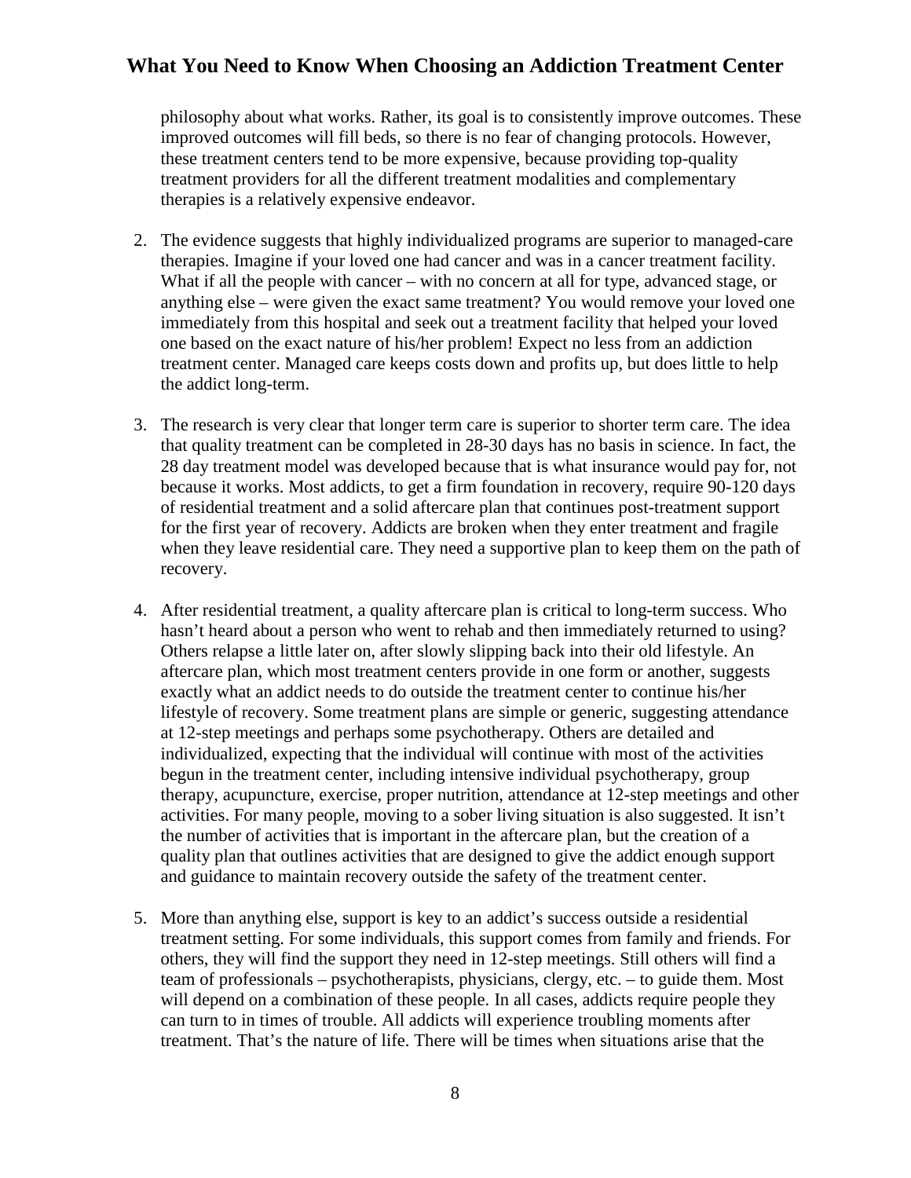philosophy about what works. Rather, its goal is to consistently improve outcomes. These improved outcomes will fill beds, so there is no fear of changing protocols. However, these treatment centers tend to be more expensive, because providing top-quality treatment providers for all the different treatment modalities and complementary therapies is a relatively expensive endeavor.

2. The evidence suggests that highly individualized programs are superior to managed-care therapies. Imagine if your loved one had cancer and was in a cancer treatment facility. What if all the people with cancer – with no concern at all for type, advanced stage, or anything else – were given the exact same treatment? You would remove your loved one immediately from this hospital and seek out a treatment facility that helped your loved one based on the exact nature of his/her problem! Expect no less from an addiction treatment center. Managed care keeps costs down and profits up, but does little to help the addict long-term.

3. The research is very clear that longer term care is superior to shorter term care. The idea that quality treatment can be completed in 28-30 days has no basis in science. In fact, the 28 day treatment model was developed because that is what insurance would pay for, not because it works. Most addicts, to get a firm foundation in recovery, require 90-120 days of residential treatment and a solid aftercare plan that continues post-treatment support for the first year of recovery. Addicts are broken when they enter treatment and fragile when they leave residential care. They need a supportive plan to keep them on the path of recovery.

4. After residential treatment, a quality aftercare plan is critical to long-term success. Who hasn't heard about a person who went to rehab and then immediately returned to using? Others relapse a little later on, after slowly slipping back into their old lifestyle. An aftercare plan, which most treatment centers provide in one form or another, suggests exactly what an addict needs to do outside the treatment center to continue his/her lifestyle of recovery. Some treatment plans are simple or generic, suggesting attendance at 12-step meetings and perhaps some psychotherapy. Others are detailed and individualized, expecting that the individual will continue with most of the activities begun in the treatment center, including intensive individual psychotherapy, group therapy, acupuncture, exercise, proper nutrition, attendance at 12-step meetings and other activities. For many people, moving to a sober living situation is also suggested. It isn't the number of activities that is important in the aftercare plan, but the creation of a quality plan that outlines activities that are designed to give the addict enough support and guidance to maintain recovery outside the safety of the treatment center.

5. More than anything else, support is key to an addict's success outside a residential treatment setting. For some individuals, this support comes from family and friends. For others, they will find the support they need in 12-step meetings. Still others will find a team of professionals – psychotherapists, physicians, clergy, etc. – to guide them. Most will depend on a combination of these people. In all cases, addicts require people they can turn to in times of trouble. All addicts will experience troubling moments after treatment. That's the nature of life. There will be times when situations arise that the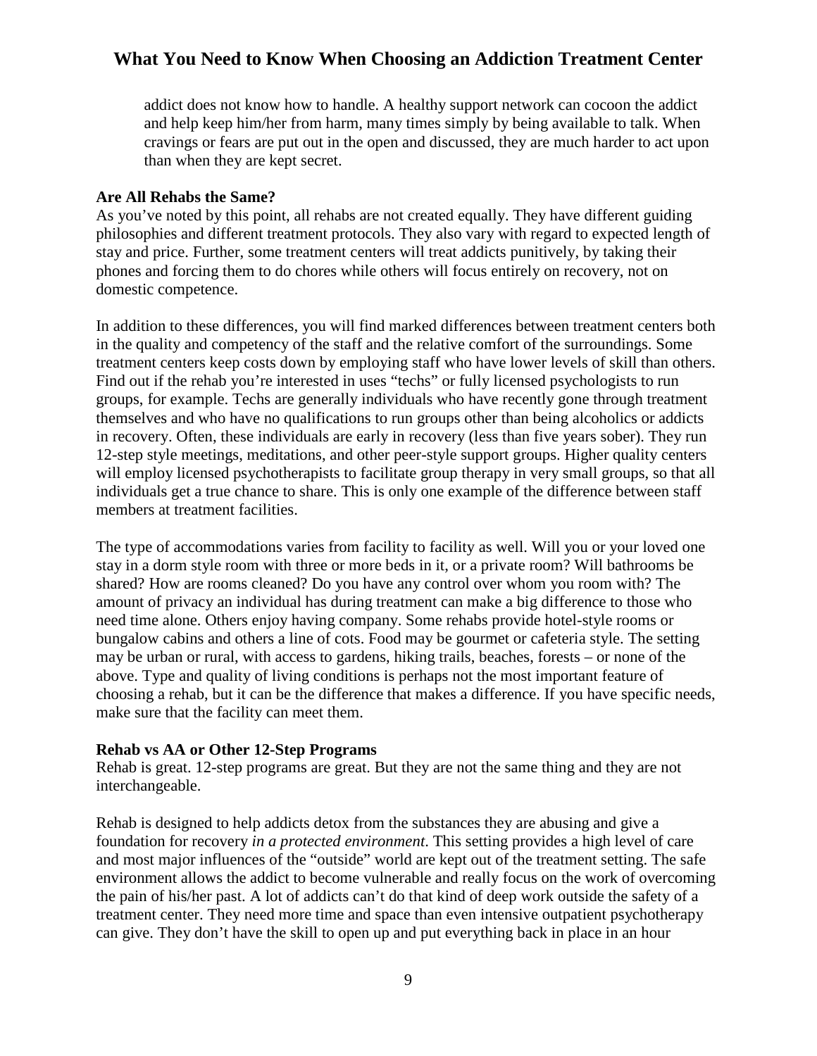addict does not know how to handle. A healthy support network can cocoon the addict and help keep him/her from harm, many times simply by being available to talk. When cravings or fears are put out in the open and discussed, they are much harder to act upon than when they are kept secret.

**Are All Rehabs the Same?**

As you've noted by this point, all rehabs are not created equally. They have different guiding philosophies and different treatment protocols. They also vary with regard to expected length of stay and price. Further, some treatment centers will treat addicts punitively, by taking their phones and forcing them to do chores while others will focus entirely on recovery, not on domestic competence.

In addition to these differences, you will find marked differences between treatment centers both in the quality and competency of the staff and the relative comfort of the surroundings. Some treatment centers keep costs down by employing staff who have lower levels of skill than others. Find out if the rehab you're interested in uses "techs" or fully licensed psychologists to run groups, for example. Techs are generally individuals who have recently gone through treatment themselves and who have no qualifications to run groups other than being alcoholics or addicts in recovery. Often, these individuals are early in recovery (less than five years sober). They run 12-step style meetings, meditations, and other peer-style support groups. Higher quality centers will employ licensed psychotherapists to facilitate group therapy in very small groups, so that all individuals get a true chance to share. This is only one example of the difference between staff members at treatment facilities.

The type of accommodations varies from facility to facility as well. Will you or your loved one stay in a dorm style room with three or more beds in it, or a private room? Will bathrooms be shared? How are rooms cleaned? Do you have any control over whom you room with? The amount of privacy an individual has during treatment can make a big difference to those who need time alone. Others enjoy having company. Some rehabs provide hotel-style rooms or bungalow cabins and others a line of cots. Food may be gourmet or cafeteria style. The setting may be urban or rural, with access to gardens, hiking trails, beaches, forests – or none of the above. Type and quality of living conditions is perhaps not the most important feature of choosing a rehab, but it can be the difference that makes a difference. If you have specific needs, make sure that the facility can meet them.

**Rehab vs AA or Other 12-Step Programs**

Rehab is great. 12-step programs are great. But they are not the same thing and they are not interchangeable.

Rehab is designed to help addicts detox from the substances they are abusing and give a foundation for recovery *in a protected environment*. This setting provides a high level of care and most major influences of the "outside" world are kept out of the treatment setting. The safe environment allows the addict to become vulnerable and really focus on the work of overcoming the pain of his/her past. A lot of addicts can't do that kind of deep work outside the safety of a treatment center. They need more time and space than even intensive outpatient psychotherapy can give. They don't have the skill to open up and put everything back in place in an hour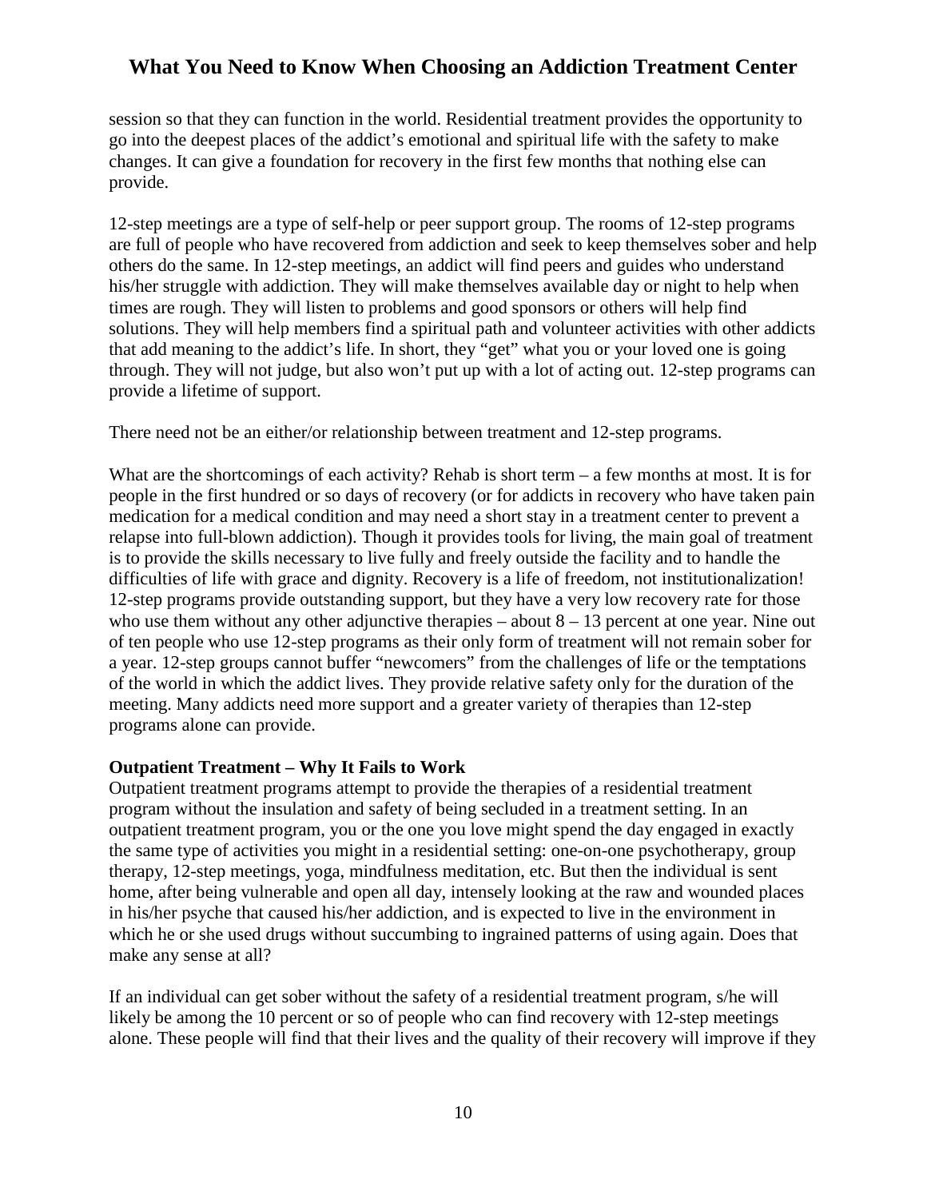session so that they can function in the world. Residential treatment provides the opportunity to go into the deepest places of the addict's emotional and spiritual life with the safety to make changes. It can give a foundation for recovery in the first few months that nothing else can provide.

12-step meetings are a type of self-help or peer support group. The rooms of 12-step programs are full of people who have recovered from addiction and seek to keep themselves sober and help others do the same. In 12-step meetings, an addict will find peers and guides who understand his/her struggle with addiction. They will make themselves available day or night to help when times are rough. They will listen to problems and good sponsors or others will help find solutions. They will help members find a spiritual path and volunteer activities with other addicts that add meaning to the addict's life. In short, they "get" what you or your loved one is going through. They will not judge, but also won't put up with a lot of acting out. 12-step programs can provide a lifetime of support.

There need not be an either/or relationship between treatment and 12-step programs.

What are the shortcomings of each activity? Rehab is short term – a few months at most. It is for people in the first hundred or so days of recovery (or for addicts in recovery who have taken pain medication for a medical condition and may need a short stay in a treatment center to prevent a relapse into full-blown addiction). Though it provides tools for living, the main goal of treatment is to provide the skills necessary to live fully and freely outside the facility and to handle the difficulties of life with grace and dignity. Recovery is a life of freedom, not institutionalization! 12-step programs provide outstanding support, but they have a very low recovery rate for those who use them without any other adjunctive therapies – about 8 – 13 percent at one year. Nine out of ten people who use 12-step programs as their only form of treatment will not remain sober for a year. 12-step groups cannot buffer "newcomers" from the challenges of life or the temptations of the world in which the addict lives. They provide relative safety only for the duration of the meeting. Many addicts need more support and a greater variety of therapies than 12-step programs alone can provide.

**Outpatient Treatment – Why It Fails to Work**

Outpatient treatment programs attempt to provide the therapies of a residential treatment program without the insulation and safety of being secluded in a treatment setting. In an outpatient treatment program, you or the one you love might spend the day engaged in exactly the same type of activities you might in a residential setting: one-on-one psychotherapy, group therapy, 12-step meetings, yoga, mindfulness meditation, etc. But then the individual is sent home, after being vulnerable and open all day, intensely looking at the raw and wounded places in his/her psyche that caused his/her addiction, and is expected to live in the environment in which he or she used drugs without succumbing to ingrained patterns of using again. Does that make any sense at all?

If an individual can get sober without the safety of a residential treatment program, s/he will likely be among the 10 percent or so of people who can find recovery with 12-step meetings alone. These people will find that their lives and the quality of their recovery will improve if they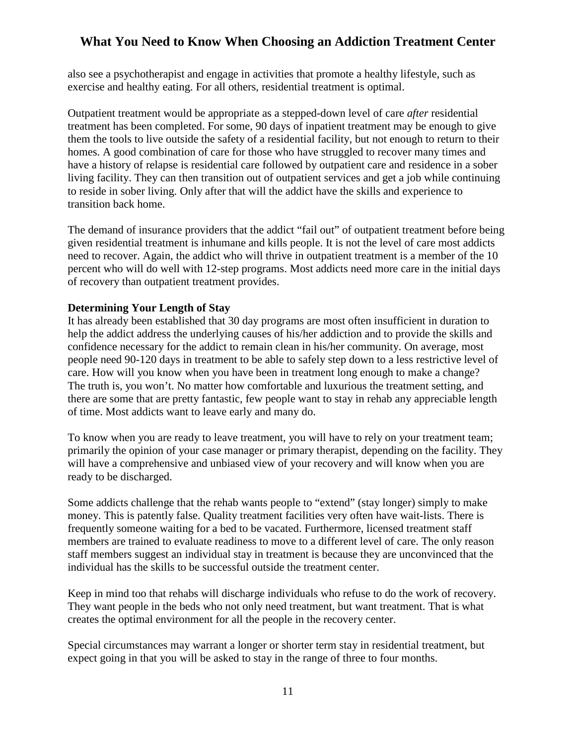also see a psychotherapist and engage in activities that promote a healthy lifestyle, such as exercise and healthy eating. For all others, residential treatment is optimal.

Outpatient treatment would be appropriate as a stepped-down level of care *after* residential treatment has been completed. For some, 90 days of inpatient treatment may be enough to give them the tools to live outside the safety of a residential facility, but not enough to return to their homes. A good combination of care for those who have struggled to recover many times and have a history of relapse is residential care followed by outpatient care and residence in a sober living facility. They can then transition out of outpatient services and get a job while continuing to reside in sober living. Only after that will the addict have the skills and experience to transition back home.

The demand of insurance providers that the addict "fail out" of outpatient treatment before being given residential treatment is inhumane and kills people. It is not the level of care most addicts need to recover. Again, the addict who will thrive in outpatient treatment is a member of the 10 percent who will do well with 12-step programs. Most addicts need more care in the initial days of recovery than outpatient treatment provides.

**Determining Your Length of Stay**

It has already been established that 30 day programs are most often insufficient in duration to help the addict address the underlying causes of his/her addiction and to provide the skills and confidence necessary for the addict to remain clean in his/her community. On average, most people need 90-120 days in treatment to be able to safely step down to a less restrictive level of care. How will you know when you have been in treatment long enough to make a change? The truth is, you won't. No matter how comfortable and luxurious the treatment setting, and there are some that are pretty fantastic, few people want to stay in rehab any appreciable length of time. Most addicts want to leave early and many do.

To know when you are ready to leave treatment, you will have to rely on your treatment team; primarily the opinion of your case manager or primary therapist, depending on the facility. They will have a comprehensive and unbiased view of your recovery and will know when you are ready to be discharged.

Some addicts challenge that the rehab wants people to "extend" (stay longer) simply to make money. This is patently false. Quality treatment facilities very often have wait-lists. There is frequently someone waiting for a bed to be vacated. Furthermore, licensed treatment staff members are trained to evaluate readiness to move to a different level of care. The only reason staff members suggest an individual stay in treatment is because they are unconvinced that the individual has the skills to be successful outside the treatment center.

Keep in mind too that rehabs will discharge individuals who refuse to do the work of recovery. They want people in the beds who not only need treatment, but want treatment. That is what creates the optimal environment for all the people in the recovery center.

Special circumstances may warrant a longer or shorter term stay in residential treatment, but expect going in that you will be asked to stay in the range of three to four months.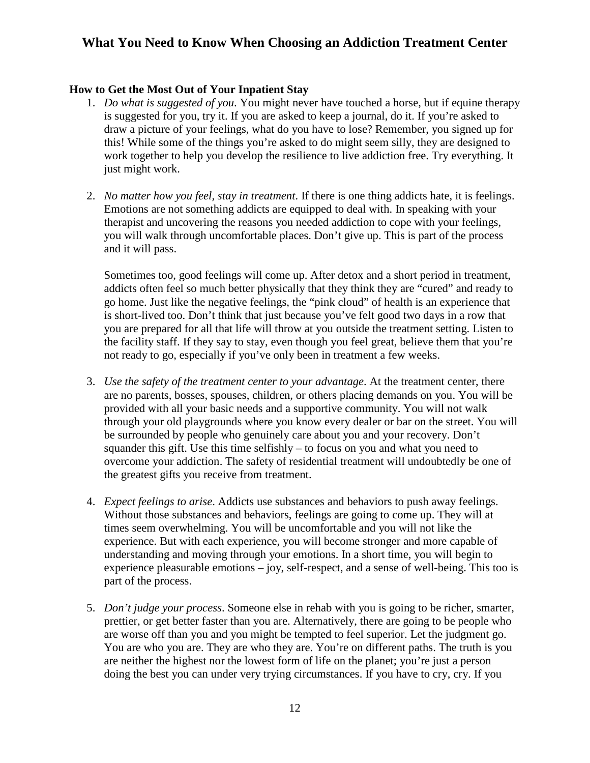**How to Get the Most Out of Your Inpatient Stay**

1. *Do what is suggested of you.* You might never have touched a horse, but if equine therapy is suggested for you, try it. If you are asked to keep a journal, do it. If you're asked to draw a picture of your feelings, what do you have to lose? Remember, you signed up for this! While some of the things you're asked to do might seem silly, they are designed to work together to help you develop the resilience to live addiction free. Try everything. It just might work.

2. *No matter how you feel, stay in treatment*. If there is one thing addicts hate, it is feelings. Emotions are not something addicts are equipped to deal with. In speaking with your therapist and uncovering the reasons you needed addiction to cope with your feelings, you will walk through uncomfortable places. Don't give up. This is part of the process and it will pass.

   Sometimes too, good feelings will come up. After detox and a short period in treatment, addicts often feel so much better physically that they think they are "cured" and ready to go home. Just like the negative feelings, the "pink cloud" of health is an experience that is short-lived too. Don't think that just because you've felt good two days in a row that you are prepared for all that life will throw at you outside the treatment setting. Listen to the facility staff. If they say to stay, even though you feel great, believe them that you're not ready to go, especially if you've only been in treatment a few weeks.

3. *Use the safety of the treatment center to your advantage*. At the treatment center, there are no parents, bosses, spouses, children, or others placing demands on you. You will be provided with all your basic needs and a supportive community. You will not walk through your old playgrounds where you know every dealer or bar on the street. You will be surrounded by people who genuinely care about you and your recovery. Don't squander this gift. Use this time selfishly – to focus on you and what you need to overcome your addiction. The safety of residential treatment will undoubtedly be one of the greatest gifts you receive from treatment.

4. *Expect feelings to arise*. Addicts use substances and behaviors to push away feelings. Without those substances and behaviors, feelings are going to come up. They will at times seem overwhelming. You will be uncomfortable and you will not like the experience. But with each experience, you will become stronger and more capable of understanding and moving through your emotions. In a short time, you will begin to experience pleasurable emotions – joy, self-respect, and a sense of well-being. This too is part of the process.

5. *Don't judge your process*. Someone else in rehab with you is going to be richer, smarter, prettier, or get better faster than you are. Alternatively, there are going to be people who are worse off than you and you might be tempted to feel superior. Let the judgment go. You are who you are. They are who they are. You're on different paths. The truth is you are neither the highest nor the lowest form of life on the planet; you're just a person doing the best you can under very trying circumstances. If you have to cry, cry. If you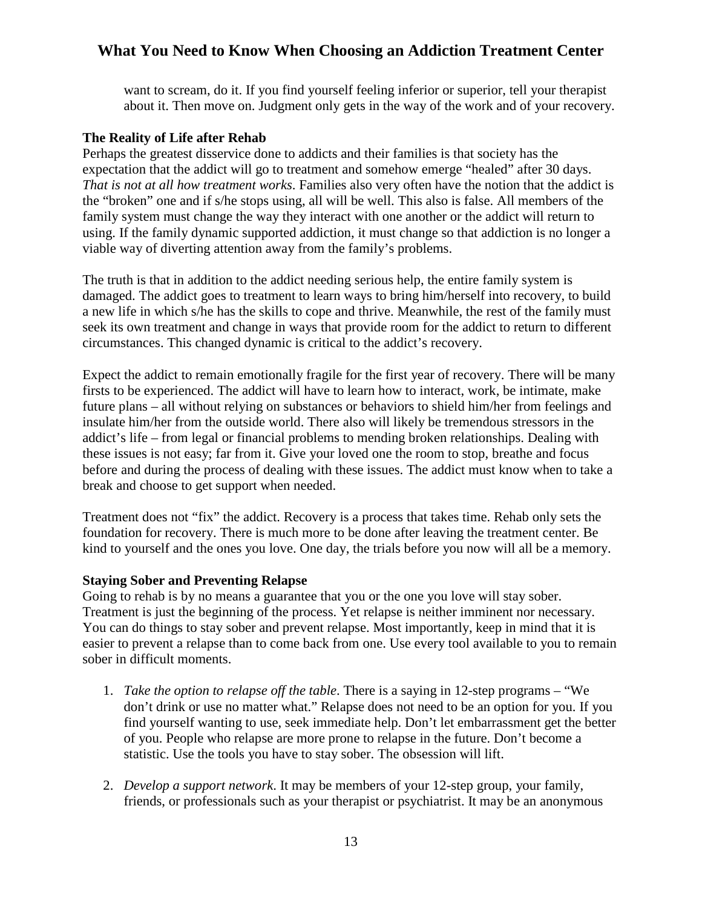want to scream, do it. If you find yourself feeling inferior or superior, tell your therapist about it. Then move on. Judgment only gets in the way of the work and of your recovery.

**The Reality of Life after Rehab**

Perhaps the greatest disservice done to addicts and their families is that society has the expectation that the addict will go to treatment and somehow emerge "healed" after 30 days. *That is not at all how treatment works*. Families also very often have the notion that the addict is the "broken" one and if s/he stops using, all will be well. This also is false. All members of the family system must change the way they interact with one another or the addict will return to using. If the family dynamic supported addiction, it must change so that addiction is no longer a viable way of diverting attention away from the family's problems.

The truth is that in addition to the addict needing serious help, the entire family system is damaged. The addict goes to treatment to learn ways to bring him/herself into recovery, to build a new life in which s/he has the skills to cope and thrive. Meanwhile, the rest of the family must seek its own treatment and change in ways that provide room for the addict to return to different circumstances. This changed dynamic is critical to the addict's recovery.

Expect the addict to remain emotionally fragile for the first year of recovery. There will be many firsts to be experienced. The addict will have to learn how to interact, work, be intimate, make future plans – all without relying on substances or behaviors to shield him/her from feelings and insulate him/her from the outside world. There also will likely be tremendous stressors in the addict's life – from legal or financial problems to mending broken relationships. Dealing with these issues is not easy; far from it. Give your loved one the room to stop, breathe and focus before and during the process of dealing with these issues. The addict must know when to take a break and choose to get support when needed.

Treatment does not "fix" the addict. Recovery is a process that takes time. Rehab only sets the foundation for recovery. There is much more to be done after leaving the treatment center. Be kind to yourself and the ones you love. One day, the trials before you now will all be a memory.

**Staying Sober and Preventing Relapse**

Going to rehab is by no means a guarantee that you or the one you love will stay sober. Treatment is just the beginning of the process. Yet relapse is neither imminent nor necessary. You can do things to stay sober and prevent relapse. Most importantly, keep in mind that it is easier to prevent a relapse than to come back from one. Use every tool available to you to remain sober in difficult moments.

1. *Take the option to relapse off the table*. There is a saying in 12-step programs – "We don't drink or use no matter what." Relapse does not need to be an option for you. If you find yourself wanting to use, seek immediate help. Don't let embarrassment get the better of you. People who relapse are more prone to relapse in the future. Don't become a statistic. Use the tools you have to stay sober. The obsession will lift.

2. *Develop a support network*. It may be members of your 12-step group, your family, friends, or professionals such as your therapist or psychiatrist. It may be an anonymous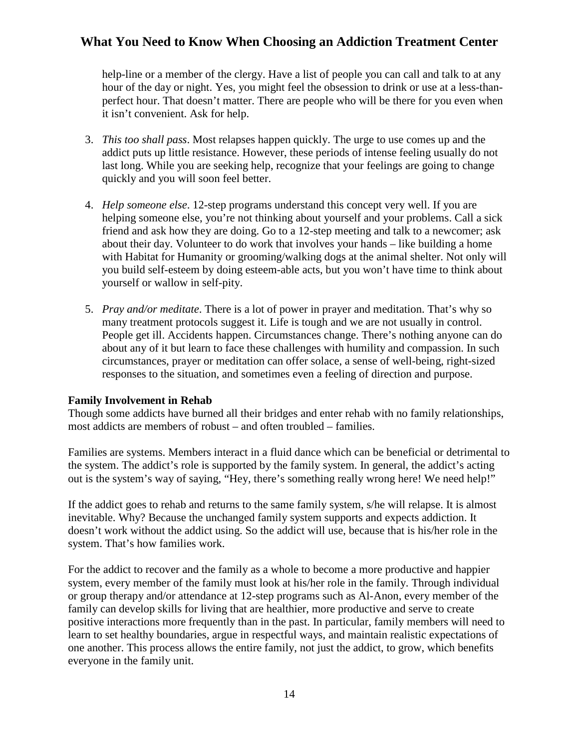help-line or a member of the clergy. Have a list of people you can call and talk to at any hour of the day or night. Yes, you might feel the obsession to drink or use at a less-than-perfect hour. That doesn't matter. There are people who will be there for you even when it isn't convenient. Ask for help.

3. *This too shall pass*. Most relapses happen quickly. The urge to use comes up and the addict puts up little resistance. However, these periods of intense feeling usually do not last long. While you are seeking help, recognize that your feelings are going to change quickly and you will soon feel better.

4. *Help someone else*. 12-step programs understand this concept very well. If you are helping someone else, you're not thinking about yourself and your problems. Call a sick friend and ask how they are doing. Go to a 12-step meeting and talk to a newcomer; ask about their day. Volunteer to do work that involves your hands – like building a home with Habitat for Humanity or grooming/walking dogs at the animal shelter. Not only will you build self-esteem by doing esteem-able acts, but you won't have time to think about yourself or wallow in self-pity.

5. *Pray and/or meditate*. There is a lot of power in prayer and meditation. That's why so many treatment protocols suggest it. Life is tough and we are not usually in control. People get ill. Accidents happen. Circumstances change. There's nothing anyone can do about any of it but learn to face these challenges with humility and compassion. In such circumstances, prayer or meditation can offer solace, a sense of well-being, right-sized responses to the situation, and sometimes even a feeling of direction and purpose.

**Family Involvement in Rehab**

Though some addicts have burned all their bridges and enter rehab with no family relationships, most addicts are members of robust – and often troubled – families.

Families are systems. Members interact in a fluid dance which can be beneficial or detrimental to the system. The addict's role is supported by the family system. In general, the addict's acting out is the system's way of saying, "Hey, there's something really wrong here! We need help!"

If the addict goes to rehab and returns to the same family system, s/he will relapse. It is almost inevitable. Why? Because the unchanged family system supports and expects addiction. It doesn't work without the addict using. So the addict will use, because that is his/her role in the system. That's how families work.

For the addict to recover and the family as a whole to become a more productive and happier system, every member of the family must look at his/her role in the family. Through individual or group therapy and/or attendance at 12-step programs such as Al-Anon, every member of the family can develop skills for living that are healthier, more productive and serve to create positive interactions more frequently than in the past. In particular, family members will need to learn to set healthy boundaries, argue in respectful ways, and maintain realistic expectations of one another. This process allows the entire family, not just the addict, to grow, which benefits everyone in the family unit.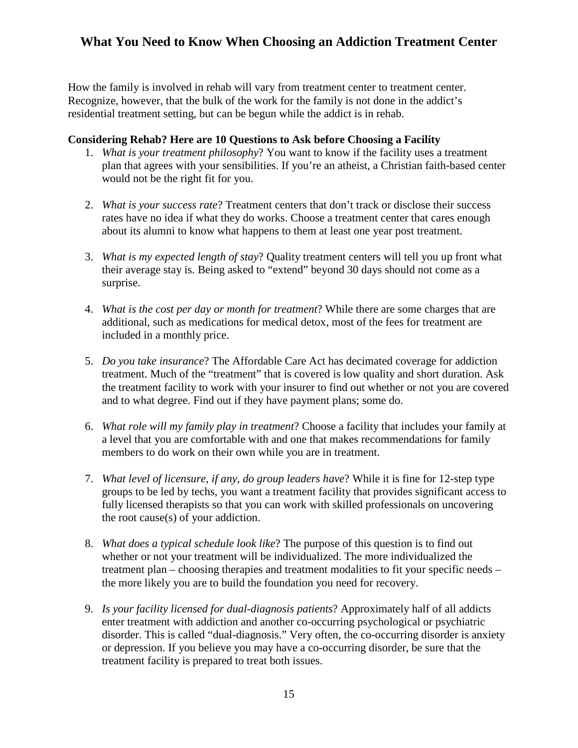How the family is involved in rehab will vary from treatment center to treatment center. Recognize, however, that the bulk of the work for the family is not done in the addict's residential treatment setting, but can be begun while the addict is in rehab.

**Considering Rehab? Here are 10 Questions to Ask before Choosing a Facility**

1. *What is your treatment philosophy*? You want to know if the facility uses a treatment plan that agrees with your sensibilities. If you're an atheist, a Christian faith-based center would not be the right fit for you.

2. *What is your success rate*? Treatment centers that don't track or disclose their success rates have no idea if what they do works. Choose a treatment center that cares enough about its alumni to know what happens to them at least one year post treatment.

3. *What is my expected length of stay*? Quality treatment centers will tell you up front what their average stay is. Being asked to "extend" beyond 30 days should not come as a surprise.

4. *What is the cost per day or month for treatment*? While there are some charges that are additional, such as medications for medical detox, most of the fees for treatment are included in a monthly price.

5. *Do you take insurance*? The Affordable Care Act has decimated coverage for addiction treatment. Much of the "treatment" that is covered is low quality and short duration. Ask the treatment facility to work with your insurer to find out whether or not you are covered and to what degree. Find out if they have payment plans; some do.

6. *What role will my family play in treatment*? Choose a facility that includes your family at a level that you are comfortable with and one that makes recommendations for family members to do work on their own while you are in treatment.

7. *What level of licensure, if any, do group leaders have*? While it is fine for 12-step type groups to be led by techs, you want a treatment facility that provides significant access to fully licensed therapists so that you can work with skilled professionals on uncovering the root cause(s) of your addiction.

8. *What does a typical schedule look like*? The purpose of this question is to find out whether or not your treatment will be individualized. The more individualized the treatment plan – choosing therapies and treatment modalities to fit your specific needs – the more likely you are to build the foundation you need for recovery.

9. *Is your facility licensed for dual-diagnosis patients*? Approximately half of all addicts enter treatment with addiction and another co-occurring psychological or psychiatric disorder. This is called "dual-diagnosis." Very often, the co-occurring disorder is anxiety or depression. If you believe you may have a co-occurring disorder, be sure that the treatment facility is prepared to treat both issues.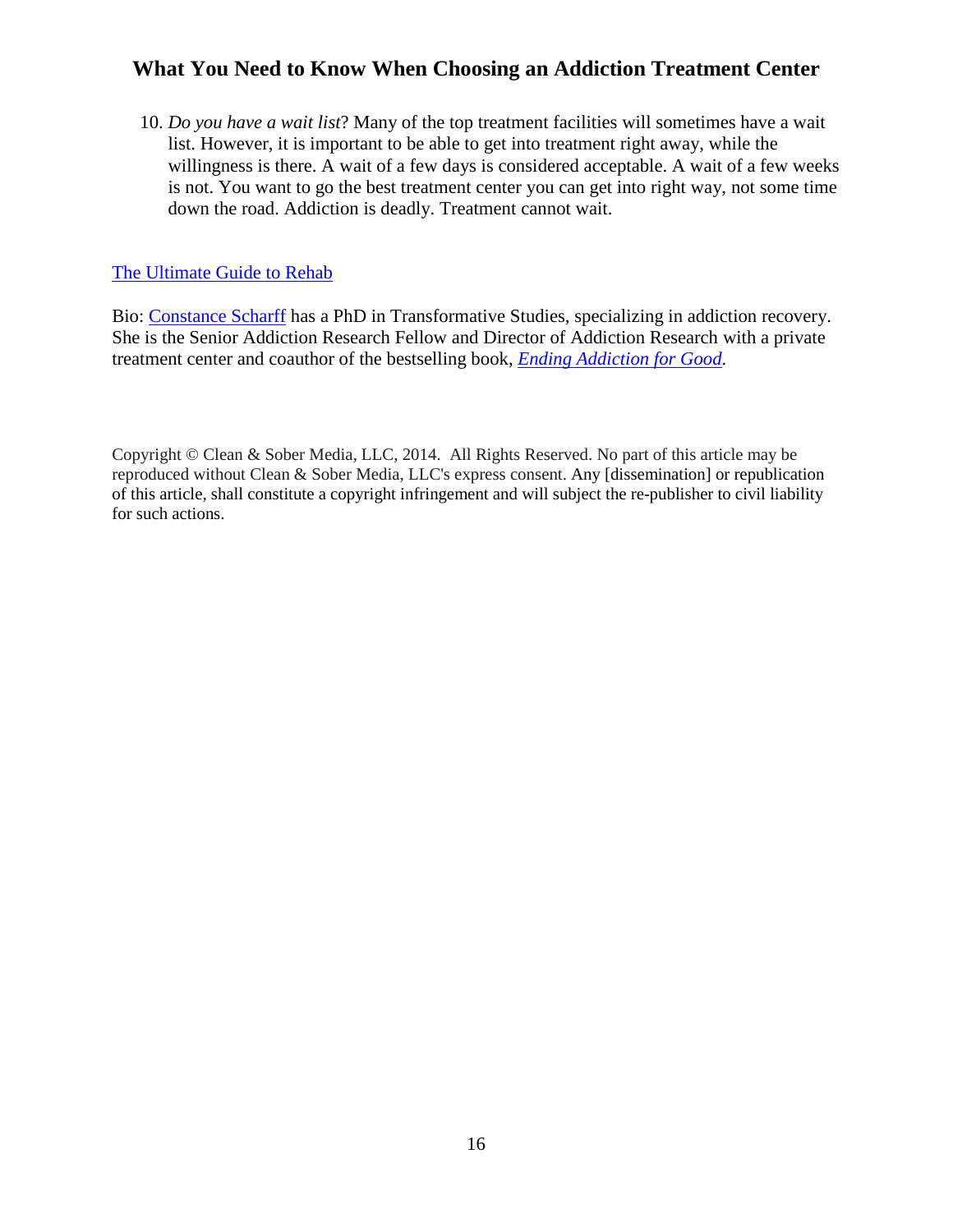10. *Do you have a wait list*? Many of the top treatment facilities will sometimes have a wait list. However, it is important to be able to get into treatment right away, while the willingness is there. A wait of a few days is considered acceptable. A wait of a few weeks is not. You want to go the best treatment center you can get into right way, not some time down the road. Addiction is deadly. Treatment cannot wait.

The Ultimate Guide to Rehab

Bio: Constance Scharff has a PhD in Transformative Studies, specializing in addiction recovery. She is the Senior Addiction Research Fellow and Director of Addiction Research with a private treatment center and coauthor of the bestselling book, *Ending Addiction for Good*.

Copyright © Clean & Sober Media, LLC, 2014. All Rights Reserved. No part of this article may be reproduced without Clean & Sober Media, LLC's express consent. Any [dissemination] or republication of this article, shall constitute a copyright infringement and will subject the re-publisher to civil liability for such actions.